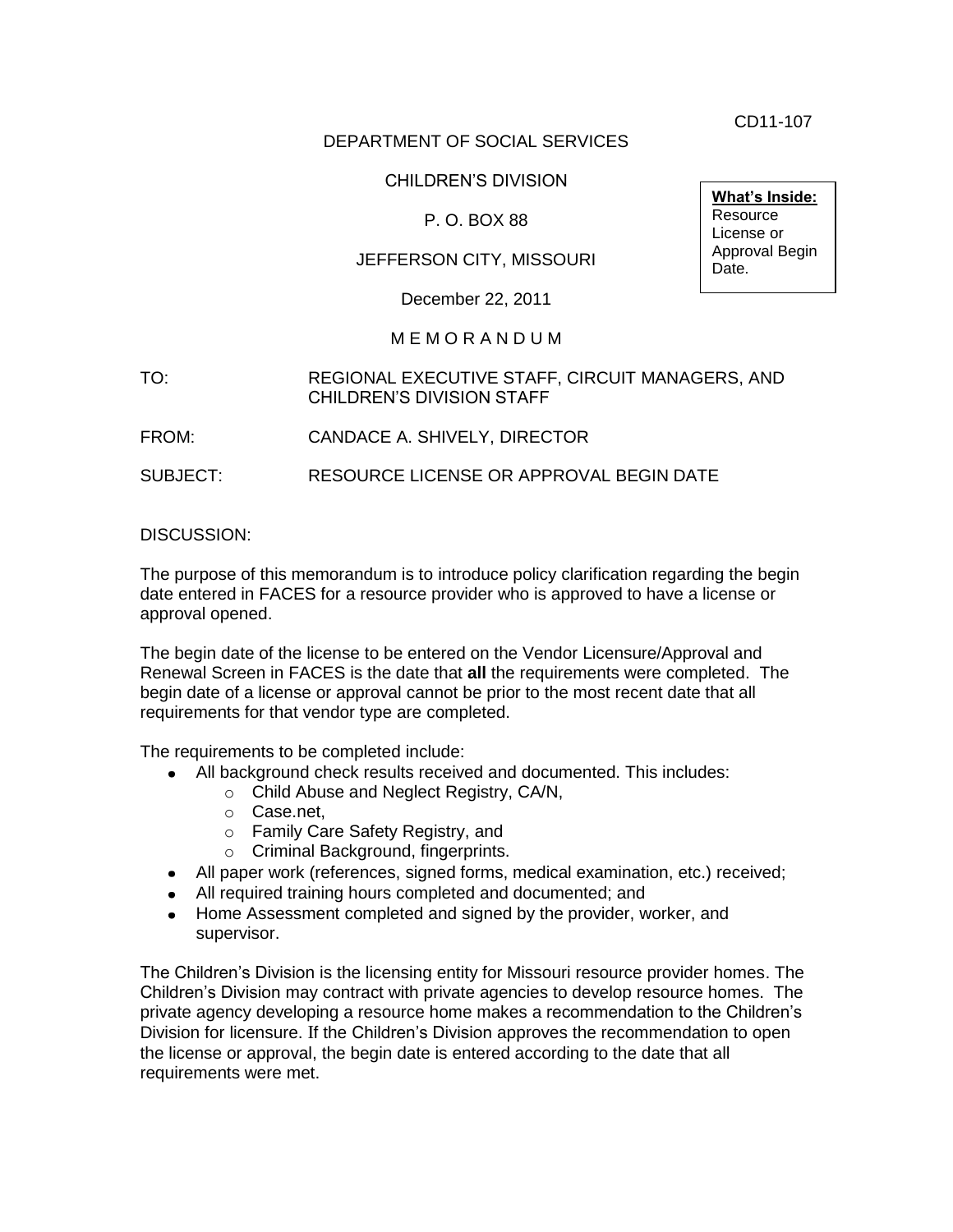CD11-107

DEPARTMENT OF SOCIAL SERVICES

CHILDREN'S DIVISION

P. O. BOX 88

JEFFERSON CITY, MISSOURI

December 22, 2011

**What's Inside:**
Resource License or Approval Begin Date.

M E M O R A N D U M

TO: REGIONAL EXECUTIVE STAFF, CIRCUIT MANAGERS, AND CHILDREN'S DIVISION STAFF

FROM: CANDACE A. SHIVELY, DIRECTOR

SUBJECT: RESOURCE LICENSE OR APPROVAL BEGIN DATE

DISCUSSION:

The purpose of this memorandum is to introduce policy clarification regarding the begin date entered in FACES for a resource provider who is approved to have a license or approval opened.

The begin date of the license to be entered on the Vendor Licensure/Approval and Renewal Screen in FACES is the date that **all** the requirements were completed. The begin date of a license or approval cannot be prior to the most recent date that all requirements for that vendor type are completed.

The requirements to be completed include:

- All background check results received and documented. This includes:
  - Child Abuse and Neglect Registry, CA/N,
  - Case.net,
  - Family Care Safety Registry, and
  - Criminal Background, fingerprints.
- All paper work (references, signed forms, medical examination, etc.) received;
- All required training hours completed and documented; and
- Home Assessment completed and signed by the provider, worker, and supervisor.

The Children's Division is the licensing entity for Missouri resource provider homes. The Children's Division may contract with private agencies to develop resource homes. The private agency developing a resource home makes a recommendation to the Children's Division for licensure. If the Children's Division approves the recommendation to open the license or approval, the begin date is entered according to the date that all requirements were met.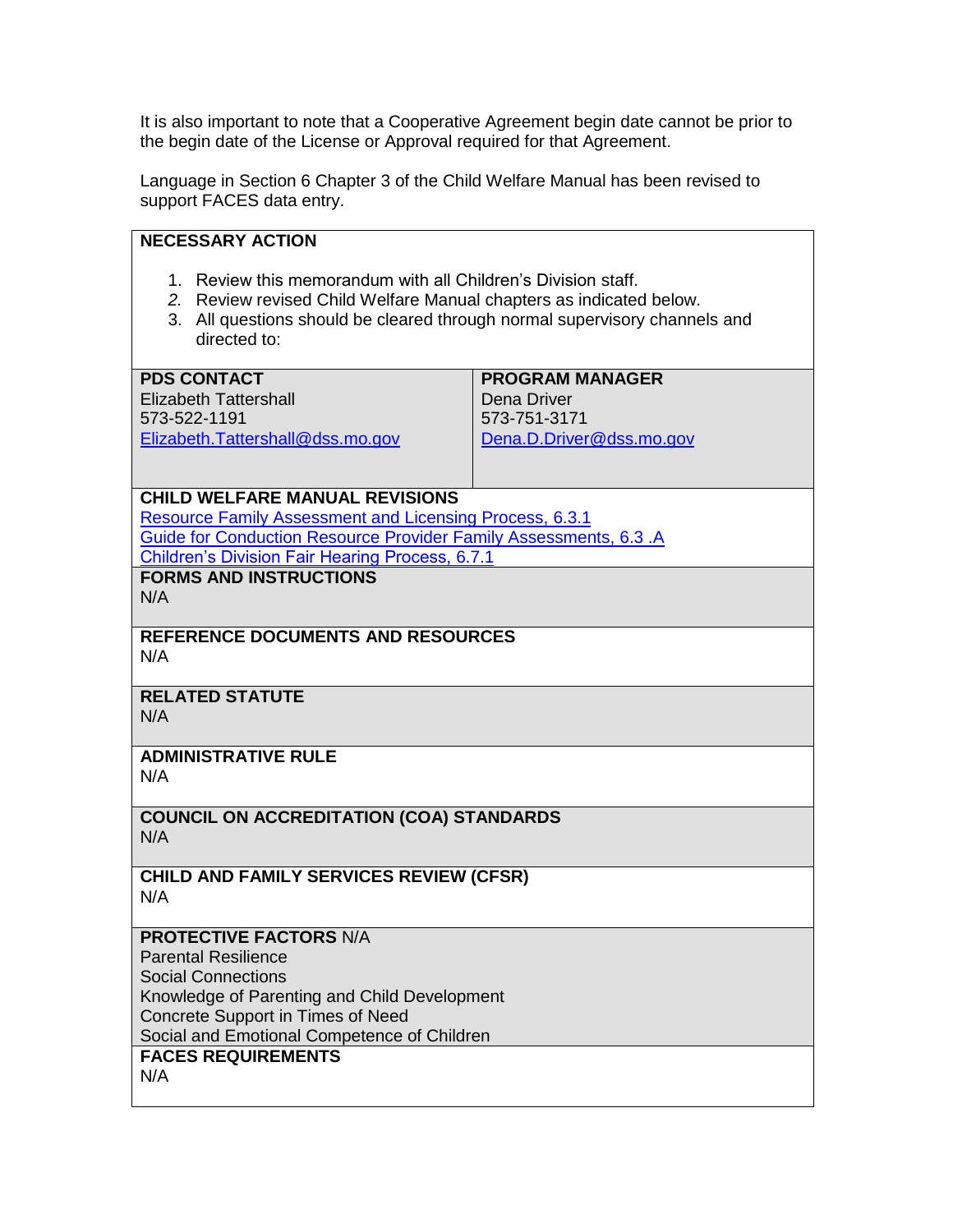It is also important to note that a Cooperative Agreement begin date cannot be prior to the begin date of the License or Approval required for that Agreement.

Language in Section 6 Chapter 3 of the Child Welfare Manual has been revised to support FACES data entry.

**NECESSARY ACTION**

1. Review this memorandum with all Children's Division staff.
2. Review revised Child Welfare Manual chapters as indicated below.
3. All questions should be cleared through normal supervisory channels and directed to:

| PDS CONTACT | PROGRAM MANAGER |
|---|---|
| Elizabeth Tattershall<br>573-522-1191<br>Elizabeth.Tattershall@dss.mo.gov | Dena Driver<br>573-751-3171<br>Dena.D.Driver@dss.mo.gov |

**CHILD WELFARE MANUAL REVISIONS**

Resource Family Assessment and Licensing Process, 6.3.1
Guide for Conduction Resource Provider Family Assessments, 6.3 .A
Children's Division Fair Hearing Process, 6.7.1

**FORMS AND INSTRUCTIONS**

N/A

**REFERENCE DOCUMENTS AND RESOURCES**

N/A

**RELATED STATUTE**

N/A

**ADMINISTRATIVE RULE**

N/A

**COUNCIL ON ACCREDITATION (COA) STANDARDS**

N/A

**CHILD AND FAMILY SERVICES REVIEW (CFSR)**

N/A

**PROTECTIVE FACTORS** N/A

Parental Resilience
Social Connections
Knowledge of Parenting and Child Development
Concrete Support in Times of Need
Social and Emotional Competence of Children

**FACES REQUIREMENTS**

N/A